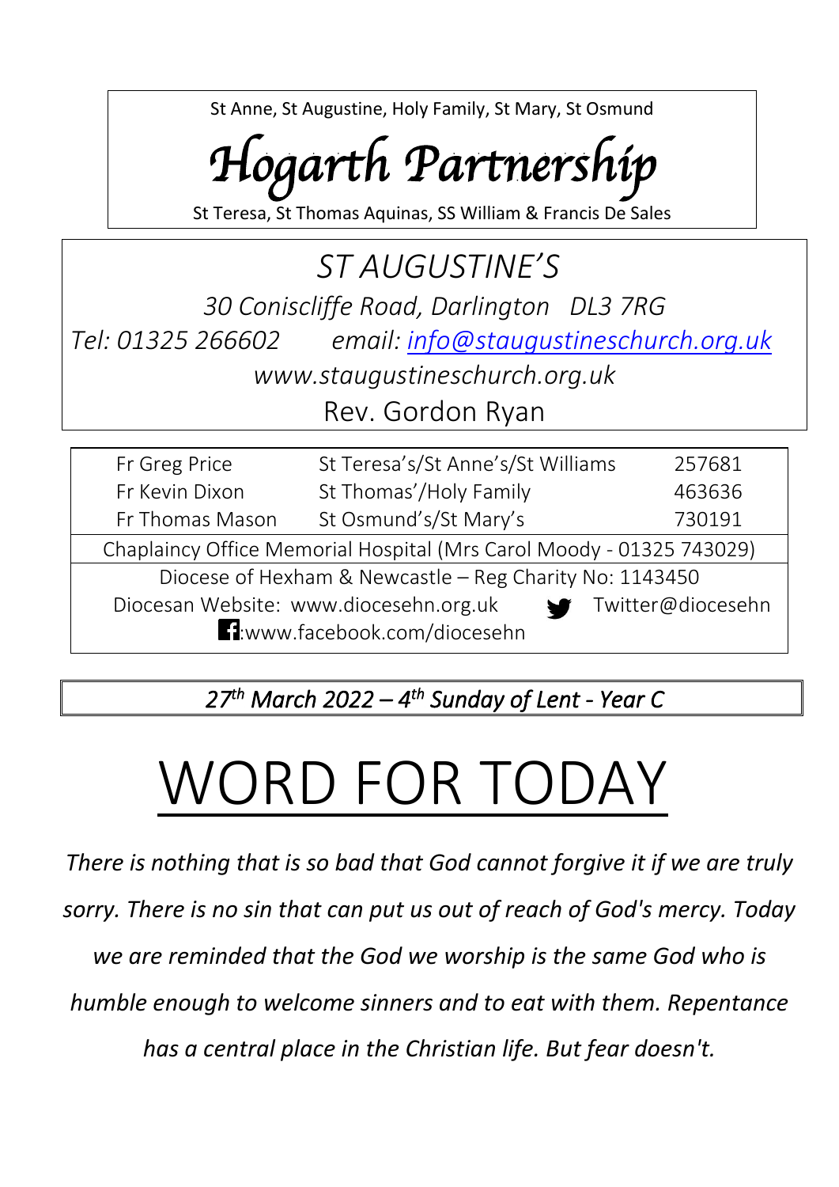St Anne, St Augustine, Holy Family, St Mary, St Osmund

# *Hogarth Partnership*

St Teresa, St Thomas Aquinas, SS William & Francis De Sales

## *ST AUGUSTINE'S*

*30 Coniscliffe Road, Darlington DL3 7RG*

*Tel: 01325 266602 email: info@staugustineschurch.org.uk*

*www.staugustineschurch.org.uk*

Rev. Gordon Ryan

| | | |
|---|---|---|
| Fr Greg Price | St Teresa's/St Anne's/St Williams | 257681 |
| Fr Kevin Dixon | St Thomas'/Holy Family | 463636 |
| Fr Thomas Mason | St Osmund's/St Mary's | 730191 |

Chaplaincy Office Memorial Hospital (Mrs Carol Moody - 01325 743029)

Diocese of Hexham & Newcastle – Reg Charity No: 1143450

Diocesan Website: www.diocesehn.org.uk Twitter@diocesehn

:www.facebook.com/diocesehn

*27th March 2022 – 4th Sunday of Lent - Year C*

# WORD FOR TODAY

*There is nothing that is so bad that God cannot forgive it if we are truly sorry. There is no sin that can put us out of reach of God's mercy. Today we are reminded that the God we worship is the same God who is humble enough to welcome sinners and to eat with them. Repentance has a central place in the Christian life. But fear doesn't.*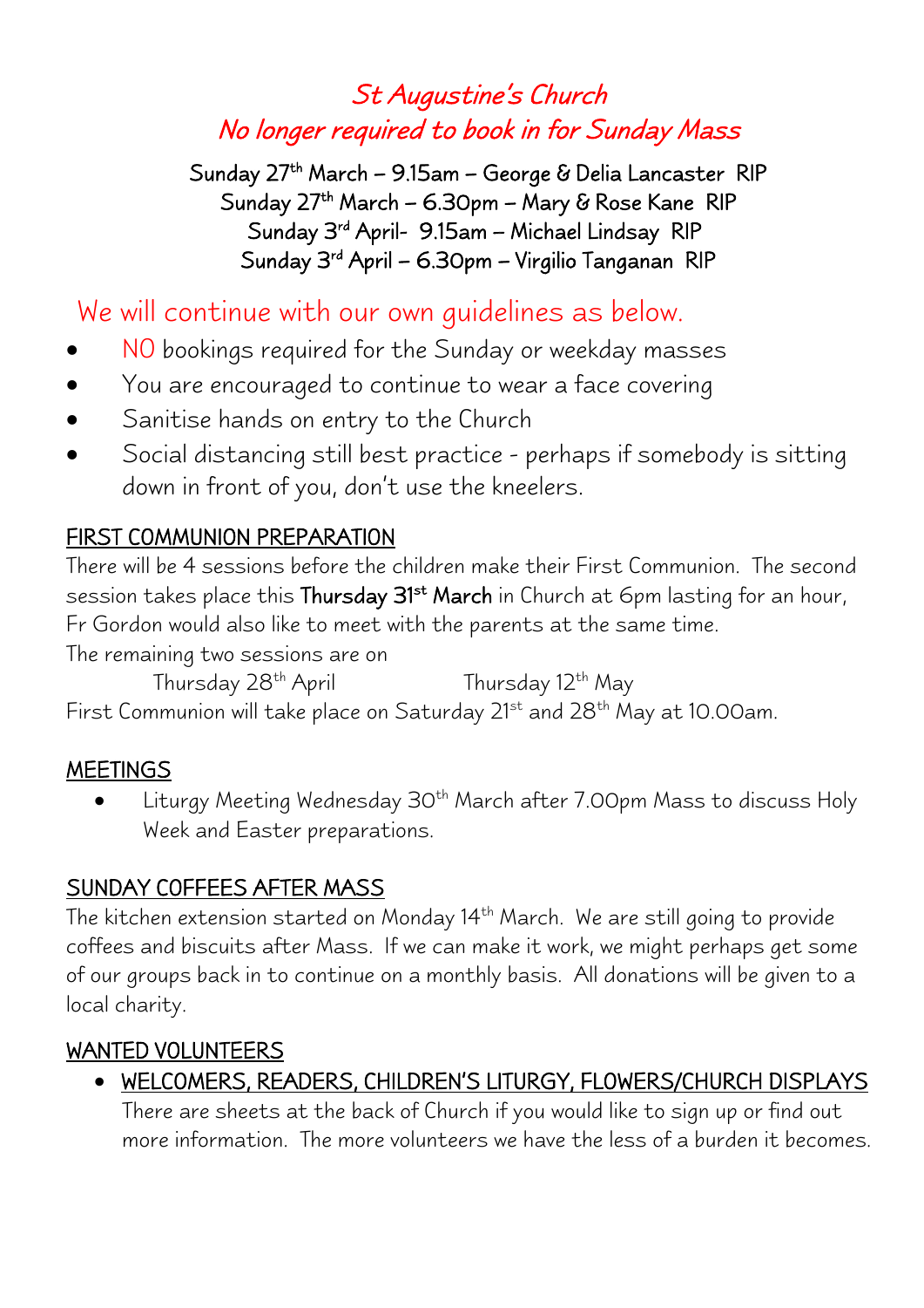# *St Augustine's Church*

## *No longer required to book in for Sunday Mass*

Sunday 27th March – 9.15am – George & Delia Lancaster RIP
Sunday 27th March – 6.30pm – Mary & Rose Kane RIP
Sunday 3rd April- 9.15am – Michael Lindsay RIP
Sunday 3rd April – 6.30pm – Virgilio Tanganan RIP

## We will continue with our own guidelines as below.

- NO bookings required for the Sunday or weekday masses
- You are encouraged to continue to wear a face covering
- Sanitise hands on entry to the Church
- Social distancing still best practice - perhaps if somebody is sitting down in front of you, don't use the kneelers.

### FIRST COMMUNION PREPARATION

There will be 4 sessions before the children make their First Communion. The second session takes place this **Thursday 31st March** in Church at 6pm lasting for an hour, Fr Gordon would also like to meet with the parents at the same time.

The remaining two sessions are on

Thursday 28th April    Thursday 12th May

First Communion will take place on Saturday 21st and 28th May at 10.00am.

### MEETINGS

- Liturgy Meeting Wednesday 30th March after 7.00pm Mass to discuss Holy Week and Easter preparations.

### SUNDAY COFFEES AFTER MASS

The kitchen extension started on Monday 14th March. We are still going to provide coffees and biscuits after Mass. If we can make it work, we might perhaps get some of our groups back in to continue on a monthly basis. All donations will be given to a local charity.

### WANTED VOLUNTEERS

- WELCOMERS, READERS, CHILDREN'S LITURGY, FLOWERS/CHURCH DISPLAYS
  There are sheets at the back of Church if you would like to sign up or find out more information. The more volunteers we have the less of a burden it becomes.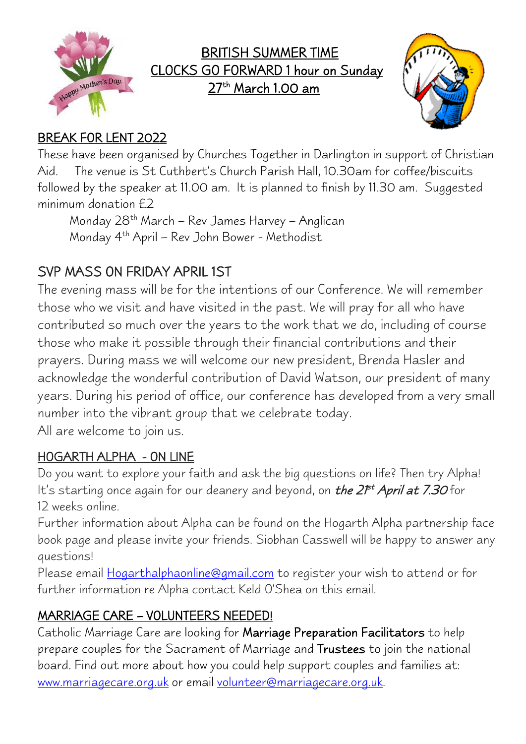## BRITISH SUMMER TIME
## CLOCKS GO FORWARD 1 hour on Sunday 27th March 1.00 am

## BREAK FOR LENT 2022

These have been organised by Churches Together in Darlington in support of Christian Aid. The venue is St Cuthbert's Church Parish Hall, 10.30am for coffee/biscuits followed by the speaker at 11.00 am. It is planned to finish by 11.30 am. Suggested minimum donation £2

Monday 28th March – Rev James Harvey – Anglican
Monday 4th April – Rev John Bower - Methodist

## SVP MASS ON FRIDAY APRIL 1ST

The evening mass will be for the intentions of our Conference. We will remember those who we visit and have visited in the past. We will pray for all who have contributed so much over the years to the work that we do, including of course those who make it possible through their financial contributions and their prayers. During mass we will welcome our new president, Brenda Hasler and acknowledge the wonderful contribution of David Watson, our president of many years. During his period of office, our conference has developed from a very small number into the vibrant group that we celebrate today.
All are welcome to join us.

## HOGARTH ALPHA - ON LINE

Do you want to explore your faith and ask the big questions on life? Then try Alpha! It's starting once again for our deanery and beyond, on ***the 21st April at 7.30*** for 12 weeks online.
Further information about Alpha can be found on the Hogarth Alpha partnership face book page and please invite your friends. Siobhan Casswell will be happy to answer any questions!
Please email Hogarthalphaonline@gmail.com to register your wish to attend or for further information re Alpha contact Keld O'Shea on this email.

## MARRIAGE CARE – VOLUNTEERS NEEDED!

Catholic Marriage Care are looking for **Marriage Preparation Facilitators** to help prepare couples for the Sacrament of Marriage and **Trustees** to join the national board. Find out more about how you could help support couples and families at: www.marriagecare.org.uk or email volunteer@marriagecare.org.uk.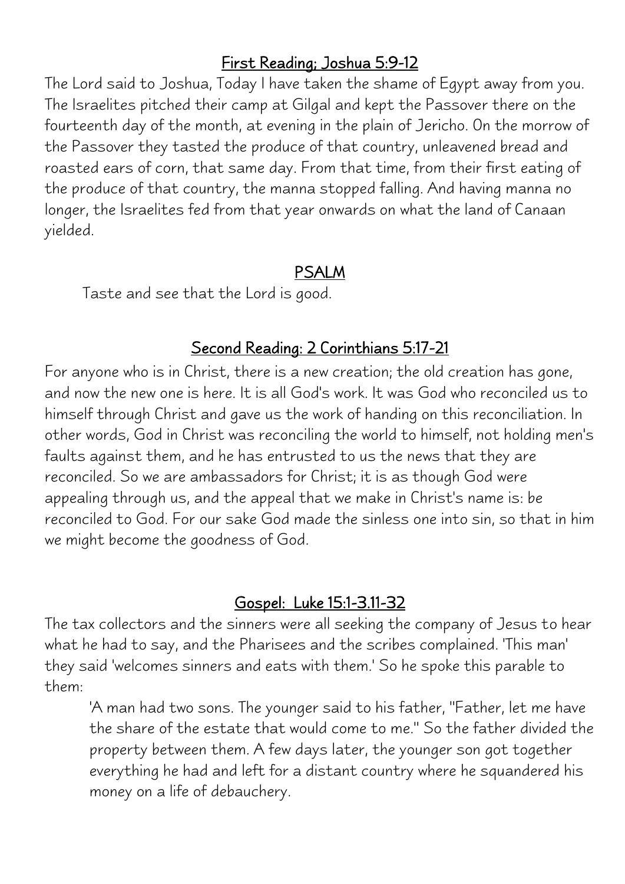## First Reading; Joshua 5:9-12

The Lord said to Joshua, Today I have taken the shame of Egypt away from you. The Israelites pitched their camp at Gilgal and kept the Passover there on the fourteenth day of the month, at evening in the plain of Jericho. On the morrow of the Passover they tasted the produce of that country, unleavened bread and roasted ears of corn, that same day. From that time, from their first eating of the produce of that country, the manna stopped falling. And having manna no longer, the Israelites fed from that year onwards on what the land of Canaan yielded.

## PSALM

Taste and see that the Lord is good.

## Second Reading: 2 Corinthians 5:17-21

For anyone who is in Christ, there is a new creation; the old creation has gone, and now the new one is here. It is all God's work. It was God who reconciled us to himself through Christ and gave us the work of handing on this reconciliation. In other words, God in Christ was reconciling the world to himself, not holding men's faults against them, and he has entrusted to us the news that they are reconciled. So we are ambassadors for Christ; it is as though God were appealing through us, and the appeal that we make in Christ's name is: be reconciled to God. For our sake God made the sinless one into sin, so that in him we might become the goodness of God.

## Gospel: Luke 15:1-3.11-32

The tax collectors and the sinners were all seeking the company of Jesus to hear what he had to say, and the Pharisees and the scribes complained. 'This man' they said 'welcomes sinners and eats with them.' So he spoke this parable to them:

> 'A man had two sons. The younger said to his father, "Father, let me have the share of the estate that would come to me." So the father divided the property between them. A few days later, the younger son got together everything he had and left for a distant country where he squandered his money on a life of debauchery.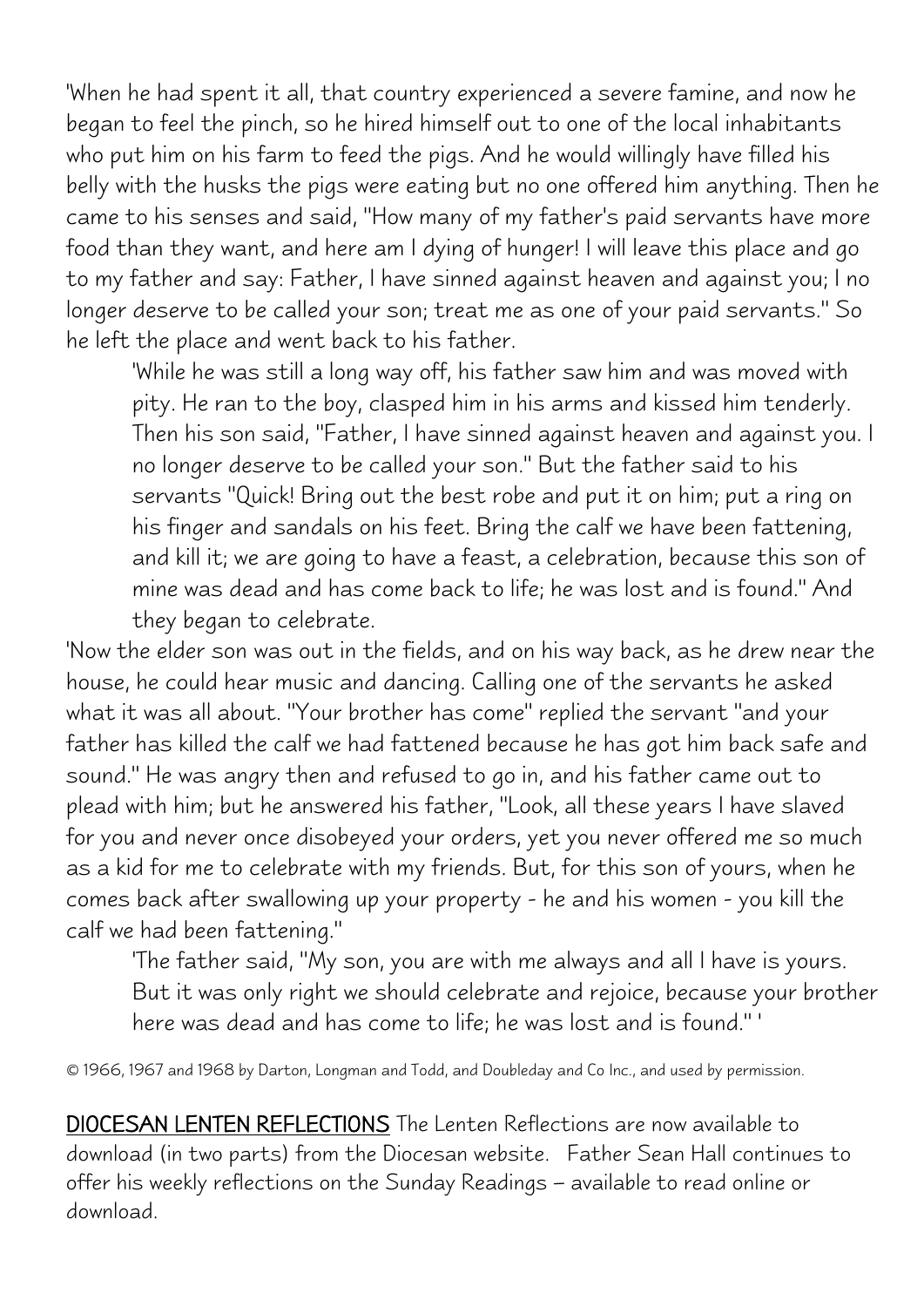'When he had spent it all, that country experienced a severe famine, and now he began to feel the pinch, so he hired himself out to one of the local inhabitants who put him on his farm to feed the pigs. And he would willingly have filled his belly with the husks the pigs were eating but no one offered him anything. Then he came to his senses and said, "How many of my father's paid servants have more food than they want, and here am I dying of hunger! I will leave this place and go to my father and say: Father, I have sinned against heaven and against you; I no longer deserve to be called your son; treat me as one of your paid servants." So he left the place and went back to his father.

> 'While he was still a long way off, his father saw him and was moved with pity. He ran to the boy, clasped him in his arms and kissed him tenderly. Then his son said, "Father, I have sinned against heaven and against you. I no longer deserve to be called your son." But the father said to his servants "Quick! Bring out the best robe and put it on him; put a ring on his finger and sandals on his feet. Bring the calf we have been fattening, and kill it; we are going to have a feast, a celebration, because this son of mine was dead and has come back to life; he was lost and is found." And they began to celebrate.

'Now the elder son was out in the fields, and on his way back, as he drew near the house, he could hear music and dancing. Calling one of the servants he asked what it was all about. "Your brother has come" replied the servant "and your father has killed the calf we had fattened because he has got him back safe and sound." He was angry then and refused to go in, and his father came out to plead with him; but he answered his father, "Look, all these years I have slaved for you and never once disobeyed your orders, yet you never offered me so much as a kid for me to celebrate with my friends. But, for this son of yours, when he comes back after swallowing up your property - he and his women - you kill the calf we had been fattening."

> 'The father said, "My son, you are with me always and all I have is yours. But it was only right we should celebrate and rejoice, because your brother here was dead and has come to life; he was lost and is found." '

© 1966, 1967 and 1968 by Darton, Longman and Todd, and Doubleday and Co Inc., and used by permission.

**DIOCESAN LENTEN REFLECTIONS** The Lenten Reflections are now available to download (in two parts) from the Diocesan website. Father Sean Hall continues to offer his weekly reflections on the Sunday Readings – available to read online or download.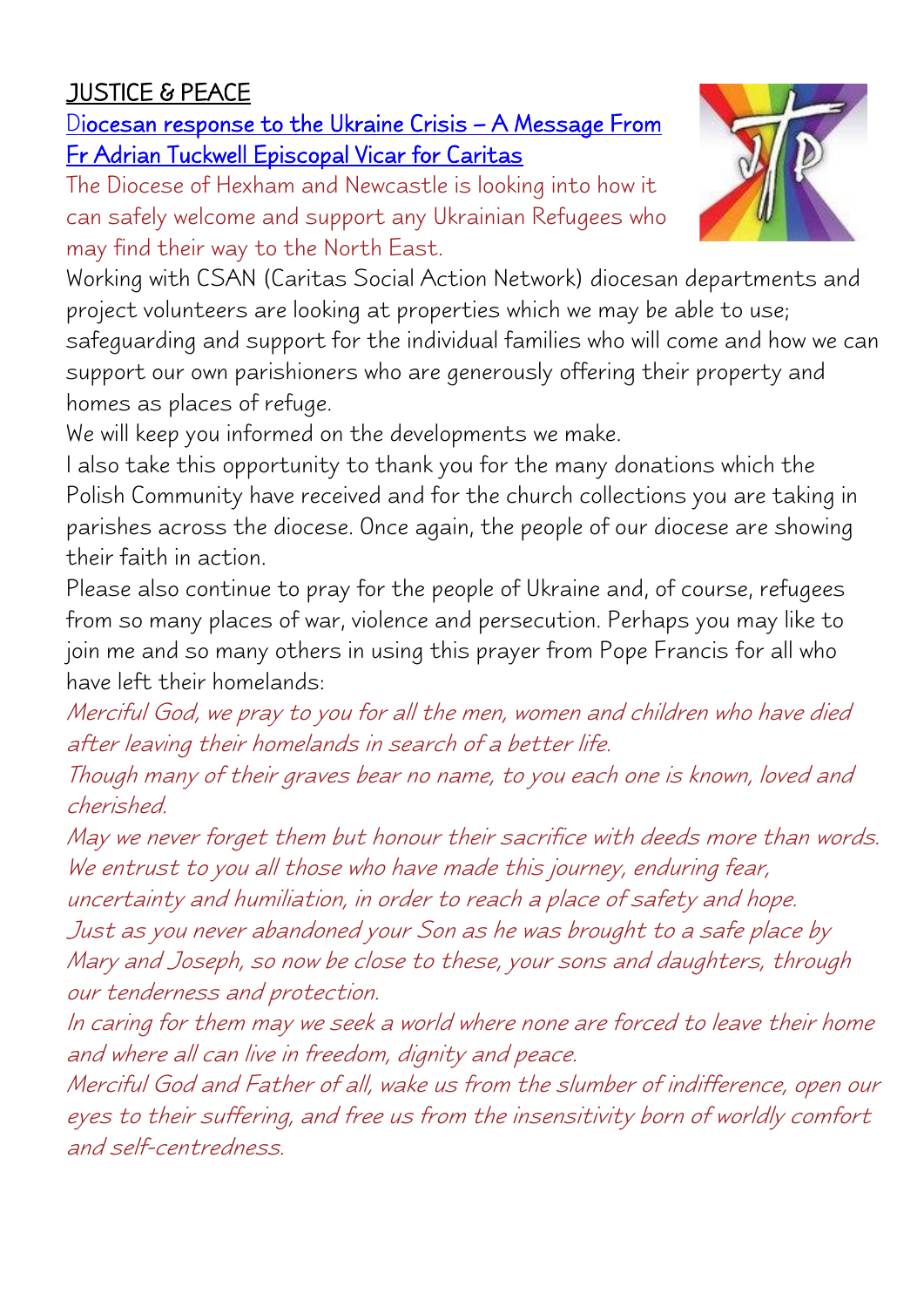## JUSTICE & PEACE

### Diocesan response to the Ukraine Crisis – A Message From Fr Adrian Tuckwell Episcopal Vicar for Caritas

The Diocese of Hexham and Newcastle is looking into how it can safely welcome and support any Ukrainian Refugees who may find their way to the North East.

Working with CSAN (Caritas Social Action Network) diocesan departments and project volunteers are looking at properties which we may be able to use; safeguarding and support for the individual families who will come and how we can support our own parishioners who are generously offering their property and homes as places of refuge.

We will keep you informed on the developments we make.

I also take this opportunity to thank you for the many donations which the Polish Community have received and for the church collections you are taking in parishes across the diocese. Once again, the people of our diocese are showing their faith in action.

Please also continue to pray for the people of Ukraine and, of course, refugees from so many places of war, violence and persecution. Perhaps you may like to join me and so many others in using this prayer from Pope Francis for all who have left their homelands:

*Merciful God, we pray to you for all the men, women and children who have died after leaving their homelands in search of a better life.*
*Though many of their graves bear no name, to you each one is known, loved and cherished.*
*May we never forget them but honour their sacrifice with deeds more than words.*
*We entrust to you all those who have made this journey, enduring fear, uncertainty and humiliation, in order to reach a place of safety and hope.*
*Just as you never abandoned your Son as he was brought to a safe place by Mary and Joseph, so now be close to these, your sons and daughters, through our tenderness and protection.*
*In caring for them may we seek a world where none are forced to leave their home and where all can live in freedom, dignity and peace.*
*Merciful God and Father of all, wake us from the slumber of indifference, open our eyes to their suffering, and free us from the insensitivity born of worldly comfort and self-centredness.*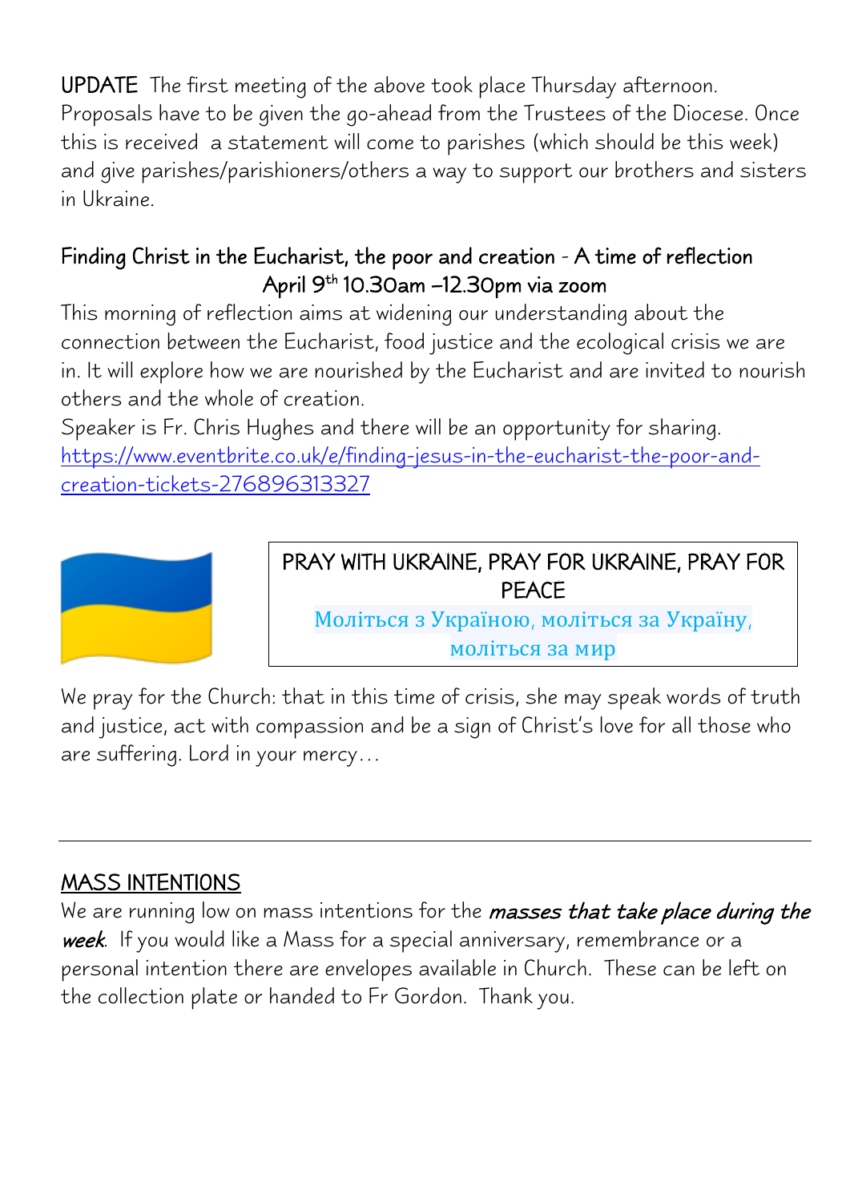UPDATE The first meeting of the above took place Thursday afternoon. Proposals have to be given the go-ahead from the Trustees of the Diocese. Once this is received a statement will come to parishes (which should be this week) and give parishes/parishioners/others a way to support our brothers and sisters in Ukraine.

### Finding Christ in the Eucharist, the poor and creation - A time of reflection
### April 9th 10.30am –12.30pm via zoom

This morning of reflection aims at widening our understanding about the connection between the Eucharist, food justice and the ecological crisis we are in. It will explore how we are nourished by the Eucharist and are invited to nourish others and the whole of creation.

Speaker is Fr. Chris Hughes and there will be an opportunity for sharing.
https://www.eventbrite.co.uk/e/finding-jesus-in-the-eucharist-the-poor-and-creation-tickets-276896313327

PRAY WITH UKRAINE, PRAY FOR UKRAINE, PRAY FOR PEACE

Моліться з Україною, моліться за Україну, моліться за мир

We pray for the Church: that in this time of crisis, she may speak words of truth and justice, act with compassion and be a sign of Christ's love for all those who are suffering. Lord in your mercy…

---

## MASS INTENTIONS

We are running low on mass intentions for the ***masses that take place during the week***. If you would like a Mass for a special anniversary, remembrance or a personal intention there are envelopes available in Church. These can be left on the collection plate or handed to Fr Gordon. Thank you.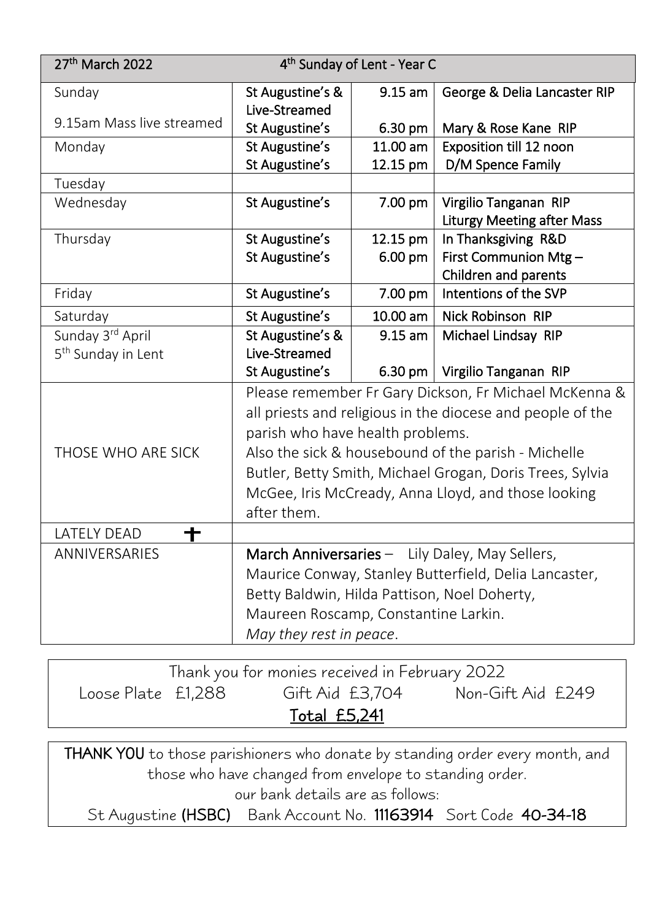| 27th March 2022 | 4th Sunday of Lent - Year C | | |
|---|---|---|---|
| Sunday<br>9.15am Mass live streamed | St Augustine's & Live-Streamed<br>St Augustine's | 9.15 am<br>6.30 pm | George & Delia Lancaster RIP<br>Mary & Rose Kane RIP |
| Monday | St Augustine's<br>St Augustine's | 11.00 am<br>12.15 pm | Exposition till 12 noon<br>D/M Spence Family |
| Tuesday | | | |
| Wednesday | St Augustine's | 7.00 pm | Virgilio Tanganan RIP<br>Liturgy Meeting after Mass |
| Thursday | St Augustine's<br>St Augustine's | 12.15 pm<br>6.00 pm | In Thanksgiving R&D<br>First Communion Mtg – Children and parents |
| Friday | St Augustine's | 7.00 pm | Intentions of the SVP |
| Saturday | St Augustine's | 10.00 am | Nick Robinson RIP |
| Sunday 3rd April<br>5th Sunday in Lent | St Augustine's & Live-Streamed<br>St Augustine's | 9.15 am<br>6.30 pm | Michael Lindsay RIP<br>Virgilio Tanganan RIP |
| THOSE WHO ARE SICK | Please remember Fr Gary Dickson, Fr Michael McKenna & all priests and religious in the diocese and people of the parish who have health problems.<br>Also the sick & housebound of the parish - Michelle Butler, Betty Smith, Michael Grogan, Doris Trees, Sylvia McGee, Iris McCready, Anna Lloyd, and those looking after them. | | |
| LATELY DEAD ✝ | | | |
| ANNIVERSARIES | **March Anniversaries** – Lily Daley, May Sellers, Maurice Conway, Stanley Butterfield, Delia Lancaster, Betty Baldwin, Hilda Pattison, Noel Doherty, Maureen Roscamp, Constantine Larkin.<br>*May they rest in peace*. | | |

Thank you for monies received in February 2022

Loose Plate £1,288 Gift Aid £3,704 Non-Gift Aid £249

<u>Total £5,241</u>

**THANK YOU** to those parishioners who donate by standing order every month, and those who have changed from envelope to standing order.
our bank details are as follows:
St Augustine **(HSBC)** Bank Account No. **11163914** Sort Code **40-34-18**